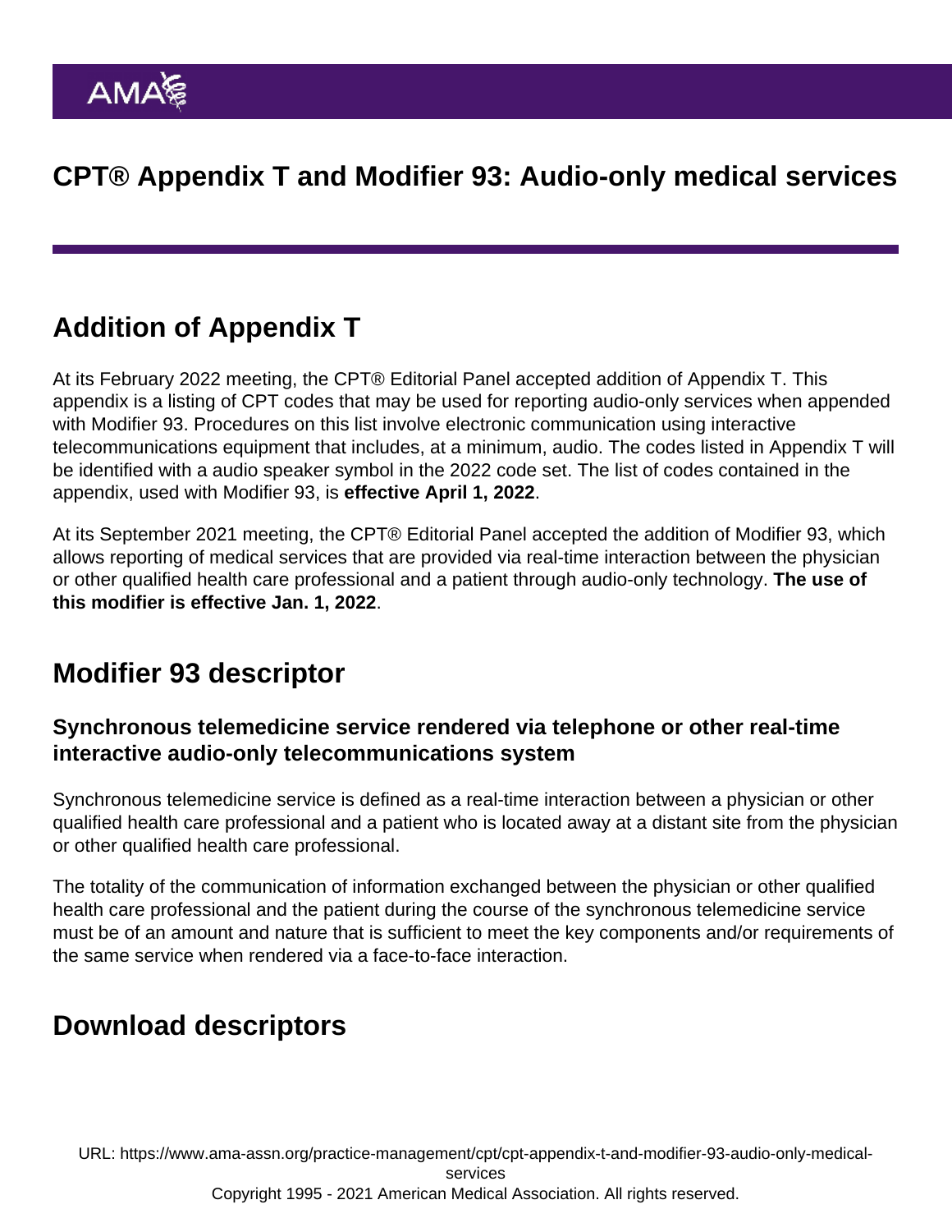# CPT® Appendix T and Modifier 93: Audio-only medical services

## Addition of Appendix T

At its February 2022 meeting, the CPT® Editorial Panel accepted addition of Appendix T. This appendix is a listing of CPT codes that may be used for reporting audio-only services when appended with Modifier 93. Procedures on this list involve electronic communication using interactive telecommunications equipment that includes, at a minimum, audio. The codes listed in Appendix T will be identified with a audio speaker symbol in the 2022 code set. The list of codes contained in the appendix, used with Modifier 93, is **effective April 1, 2022**.

At its September 2021 meeting, the CPT® Editorial Panel accepted the addition of Modifier 93, which allows reporting of medical services that are provided via real-time interaction between the physician or other qualified health care professional and a patient through audio-only technology. **The use of this modifier is effective Jan. 1, 2022**.

## Modifier 93 descriptor

### Synchronous telemedicine service rendered via telephone or other real-time interactive audio-only telecommunications system

Synchronous telemedicine service is defined as a real-time interaction between a physician or other qualified health care professional and a patient who is located away at a distant site from the physician or other qualified health care professional.

The totality of the communication of information exchanged between the physician or other qualified health care professional and the patient during the course of the synchronous telemedicine service must be of an amount and nature that is sufficient to meet the key components and/or requirements of the same service when rendered via a face-to-face interaction.

## Download descriptors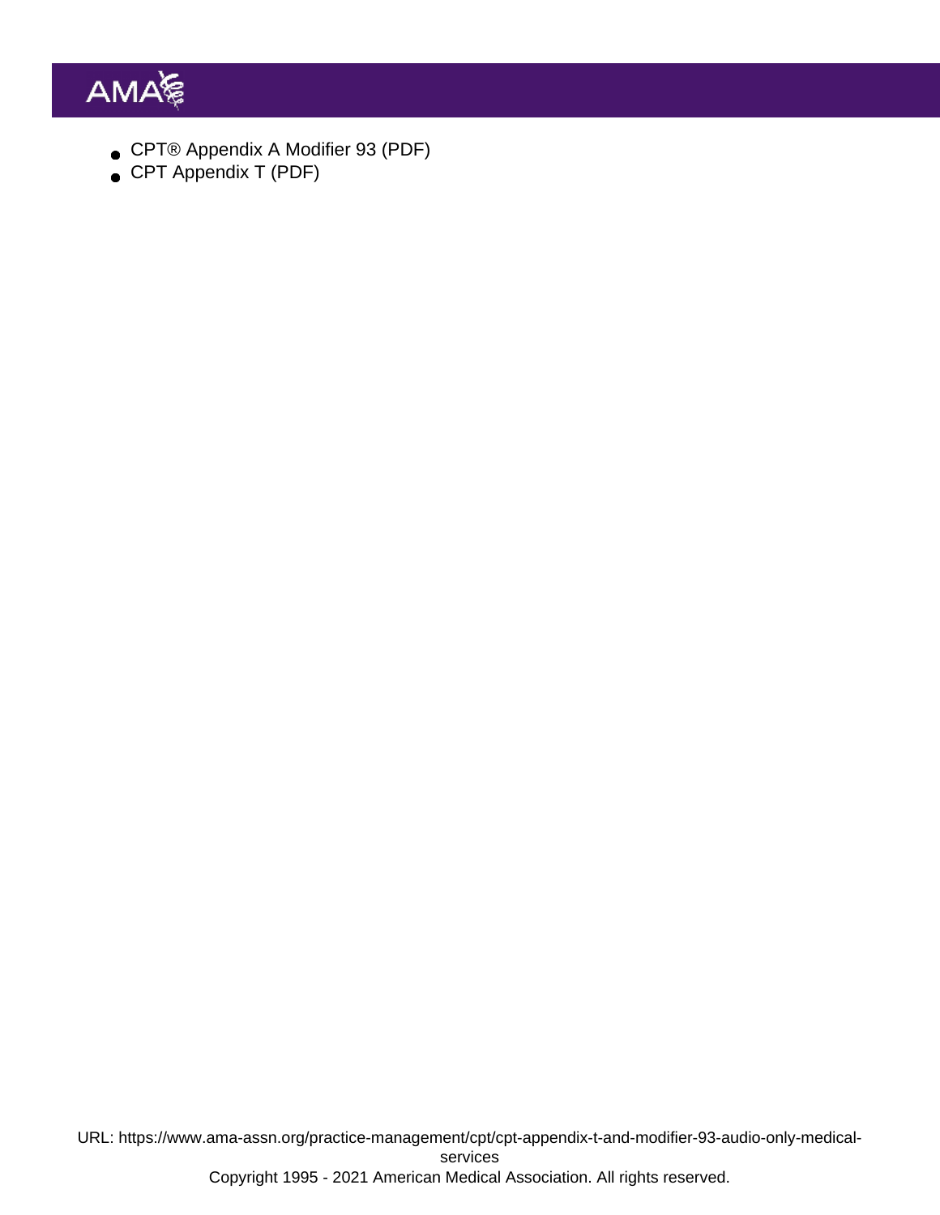- CPT® Appendix A Modifier 93 (PDF)
- CPT Appendix T (PDF)